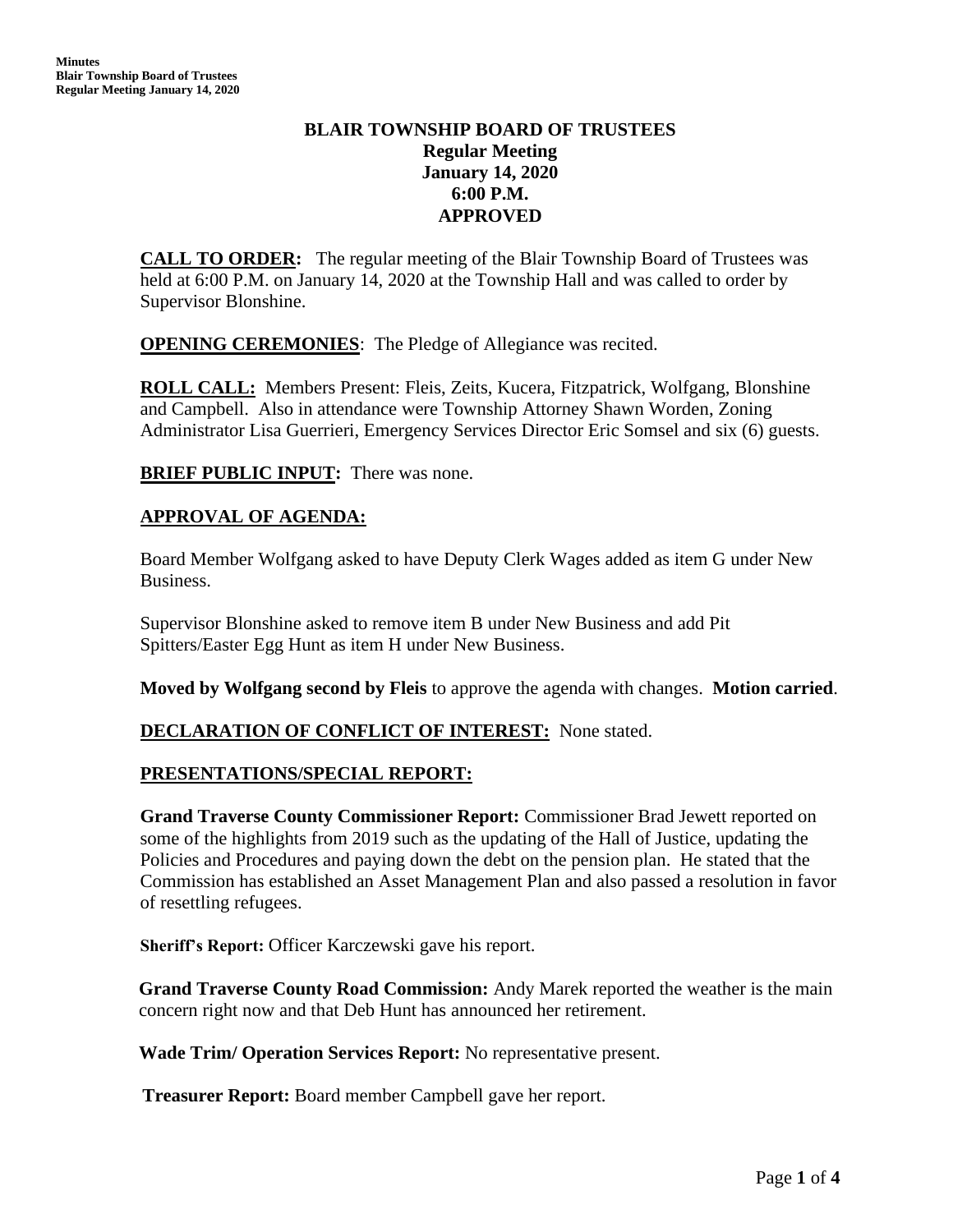# BLAIR TOWNSHIP BOARD OF TRUSTEES
## Regular Meeting
## January 14, 2020
## 6:00 P.M.
## APPROVED

**CALL TO ORDER:** The regular meeting of the Blair Township Board of Trustees was held at 6:00 P.M. on January 14, 2020 at the Township Hall and was called to order by Supervisor Blonshine.

**OPENING CEREMONIES**: The Pledge of Allegiance was recited.

**ROLL CALL:** Members Present: Fleis, Zeits, Kucera, Fitzpatrick, Wolfgang, Blonshine and Campbell. Also in attendance were Township Attorney Shawn Worden, Zoning Administrator Lisa Guerrieri, Emergency Services Director Eric Somsel and six (6) guests.

**BRIEF PUBLIC INPUT:** There was none.

**APPROVAL OF AGENDA:**

Board Member Wolfgang asked to have Deputy Clerk Wages added as item G under New Business.

Supervisor Blonshine asked to remove item B under New Business and add Pit Spitters/Easter Egg Hunt as item H under New Business.

**Moved by Wolfgang second by Fleis** to approve the agenda with changes. **Motion carried**.

**DECLARATION OF CONFLICT OF INTEREST:** None stated.

**PRESENTATIONS/SPECIAL REPORT:**

**Grand Traverse County Commissioner Report:** Commissioner Brad Jewett reported on some of the highlights from 2019 such as the updating of the Hall of Justice, updating the Policies and Procedures and paying down the debt on the pension plan. He stated that the Commission has established an Asset Management Plan and also passed a resolution in favor of resettling refugees.

**Sheriff's Report:** Officer Karczewski gave his report.

**Grand Traverse County Road Commission:** Andy Marek reported the weather is the main concern right now and that Deb Hunt has announced her retirement.

**Wade Trim/ Operation Services Report:** No representative present.

**Treasurer Report:** Board member Campbell gave her report.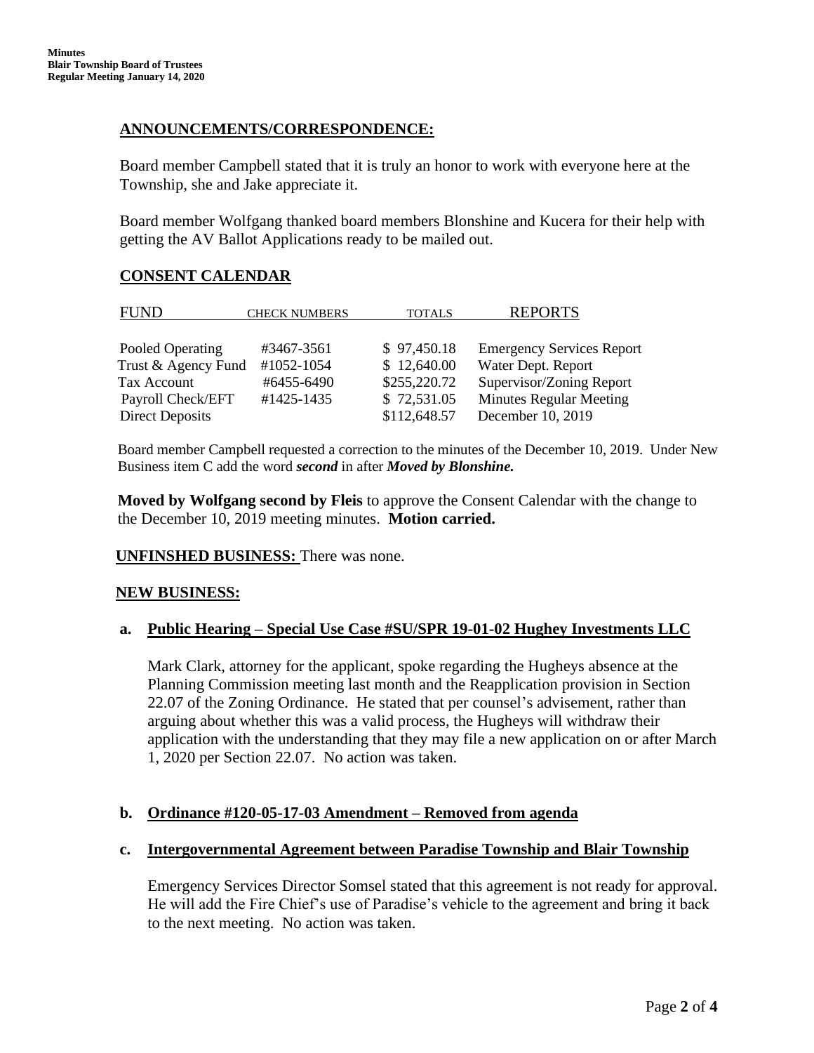## ANNOUNCEMENTS/CORRESPONDENCE:

Board member Campbell stated that it is truly an honor to work with everyone here at the Township, she and Jake appreciate it.

Board member Wolfgang thanked board members Blonshine and Kucera for their help with getting the AV Ballot Applications ready to be mailed out.

## CONSENT CALENDAR

| FUND | CHECK NUMBERS | TOTALS | REPORTS |
|---|---|---|---|
| Pooled Operating | #3467-3561 | $ 97,450.18 | Emergency Services Report |
| Trust & Agency Fund | #1052-1054 | $ 12,640.00 | Water Dept. Report |
| Tax Account | #6455-6490 | $255,220.72 | Supervisor/Zoning Report |
| Payroll Check/EFT | #1425-1435 | $ 72,531.05 | Minutes Regular Meeting |
| Direct Deposits | | $112,648.57 | December 10, 2019 |

Board member Campbell requested a correction to the minutes of the December 10, 2019. Under New Business item C add the word ***second*** in after ***Moved by Blonshine.***

**Moved by Wolfgang second by Fleis** to approve the Consent Calendar with the change to the December 10, 2019 meeting minutes. **Motion carried.**

**UNFINSHED BUSINESS:** There was none.

## NEW BUSINESS:

### a. Public Hearing – Special Use Case #SU/SPR 19-01-02 Hughey Investments LLC

Mark Clark, attorney for the applicant, spoke regarding the Hugheys absence at the Planning Commission meeting last month and the Reapplication provision in Section 22.07 of the Zoning Ordinance. He stated that per counsel's advisement, rather than arguing about whether this was a valid process, the Hugheys will withdraw their application with the understanding that they may file a new application on or after March 1, 2020 per Section 22.07. No action was taken.

### b. Ordinance #120-05-17-03 Amendment – Removed from agenda

### c. Intergovernmental Agreement between Paradise Township and Blair Township

Emergency Services Director Somsel stated that this agreement is not ready for approval. He will add the Fire Chief's use of Paradise's vehicle to the agreement and bring it back to the next meeting. No action was taken.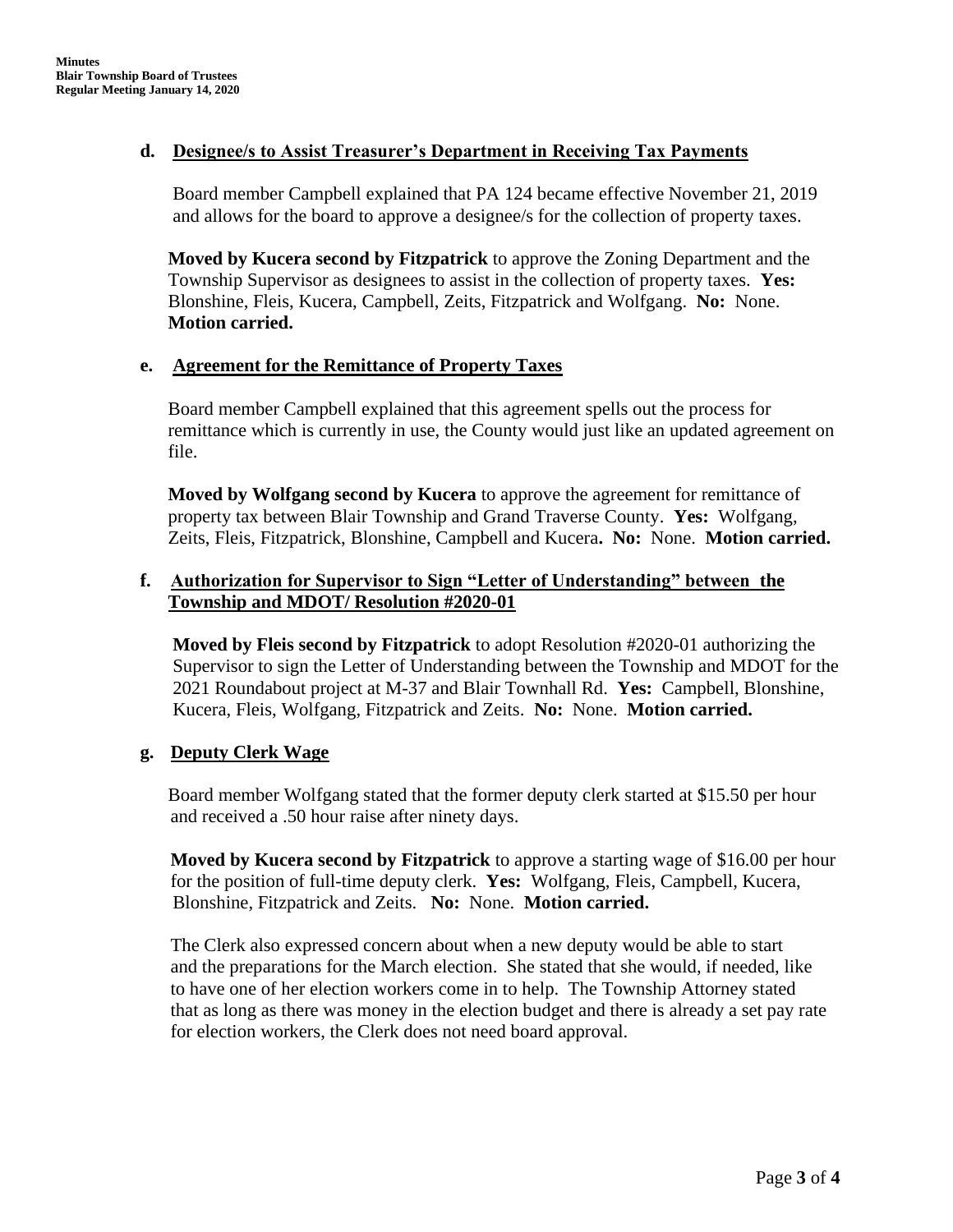### d. Designee/s to Assist Treasurer's Department in Receiving Tax Payments

Board member Campbell explained that PA 124 became effective November 21, 2019 and allows for the board to approve a designee/s for the collection of property taxes.

**Moved by Kucera second by Fitzpatrick** to approve the Zoning Department and the Township Supervisor as designees to assist in the collection of property taxes. **Yes:** Blonshine, Fleis, Kucera, Campbell, Zeits, Fitzpatrick and Wolfgang. **No:** None. **Motion carried.**

### e. Agreement for the Remittance of Property Taxes

Board member Campbell explained that this agreement spells out the process for remittance which is currently in use, the County would just like an updated agreement on file.

**Moved by Wolfgang second by Kucera** to approve the agreement for remittance of property tax between Blair Township and Grand Traverse County. **Yes:** Wolfgang, Zeits, Fleis, Fitzpatrick, Blonshine, Campbell and Kucera**. No:** None. **Motion carried.**

### f. Authorization for Supervisor to Sign "Letter of Understanding" between the Township and MDOT/ Resolution #2020-01

**Moved by Fleis second by Fitzpatrick** to adopt Resolution #2020-01 authorizing the Supervisor to sign the Letter of Understanding between the Township and MDOT for the 2021 Roundabout project at M-37 and Blair Townhall Rd. **Yes:** Campbell, Blonshine, Kucera, Fleis, Wolfgang, Fitzpatrick and Zeits. **No:** None. **Motion carried.**

### g. Deputy Clerk Wage

Board member Wolfgang stated that the former deputy clerk started at $15.50 per hour and received a .50 hour raise after ninety days.

**Moved by Kucera second by Fitzpatrick** to approve a starting wage of $16.00 per hour for the position of full-time deputy clerk. **Yes:** Wolfgang, Fleis, Campbell, Kucera, Blonshine, Fitzpatrick and Zeits. **No:** None. **Motion carried.**

The Clerk also expressed concern about when a new deputy would be able to start and the preparations for the March election. She stated that she would, if needed, like to have one of her election workers come in to help. The Township Attorney stated that as long as there was money in the election budget and there is already a set pay rate for election workers, the Clerk does not need board approval.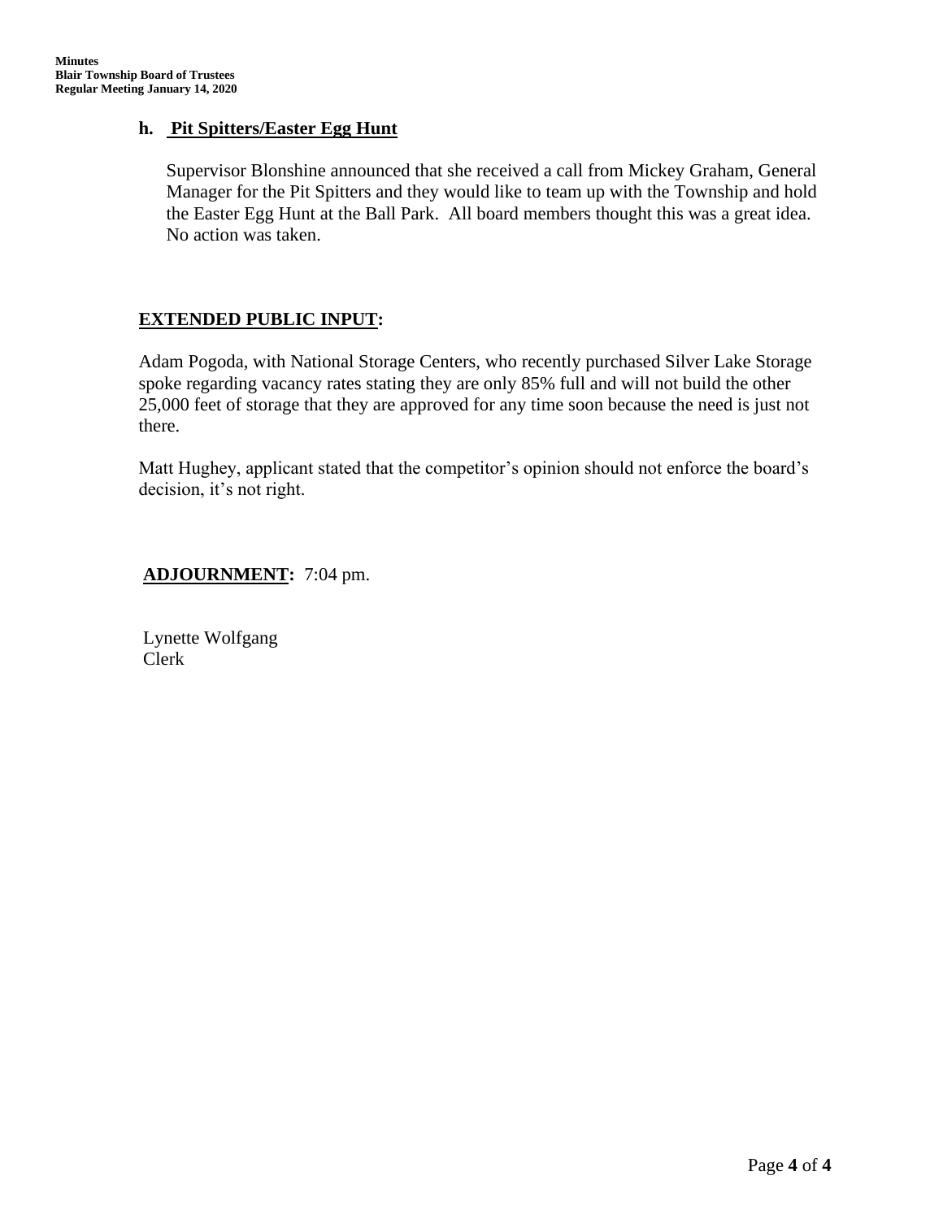### h. Pit Spitters/Easter Egg Hunt

Supervisor Blonshine announced that she received a call from Mickey Graham, General Manager for the Pit Spitters and they would like to team up with the Township and hold the Easter Egg Hunt at the Ball Park. All board members thought this was a great idea. No action was taken.

## EXTENDED PUBLIC INPUT:

Adam Pogoda, with National Storage Centers, who recently purchased Silver Lake Storage spoke regarding vacancy rates stating they are only 85% full and will not build the other 25,000 feet of storage that they are approved for any time soon because the need is just not there.

Matt Hughey, applicant stated that the competitor's opinion should not enforce the board's decision, it's not right.

**ADJOURNMENT:** 7:04 pm.

Lynette Wolfgang
Clerk